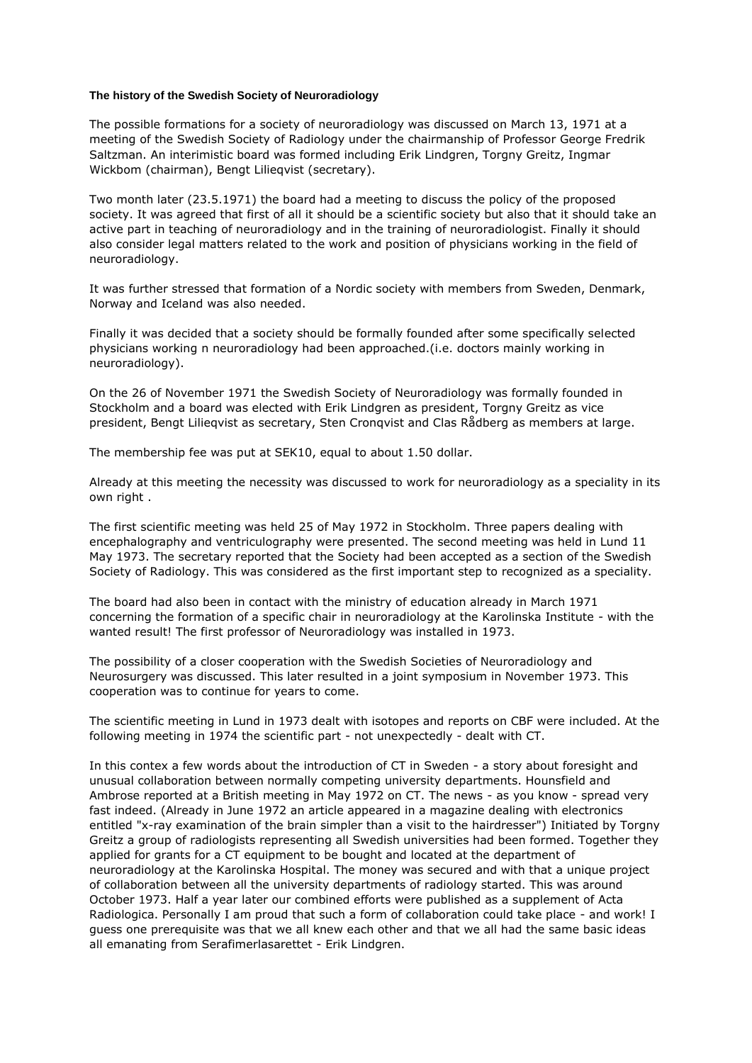**The history of the Swedish Society of Neuroradiology**

The possible formations for a society of neuroradiology was discussed on March 13, 1971 at a meeting of the Swedish Society of Radiology under the chairmanship of Professor George Fredrik Saltzman. An interimistic board was formed including Erik Lindgren, Torgny Greitz, Ingmar Wickbom (chairman), Bengt Lilieqvist (secretary).

Two month later (23.5.1971) the board had a meeting to discuss the policy of the proposed society. It was agreed that first of all it should be a scientific society but also that it should take an active part in teaching of neuroradiology and in the training of neuroradiologist. Finally it should also consider legal matters related to the work and position of physicians working in the field of neuroradiology.

It was further stressed that formation of a Nordic society with members from Sweden, Denmark, Norway and Iceland was also needed.

Finally it was decided that a society should be formally founded after some specifically selected physicians working n neuroradiology had been approached.(i.e. doctors mainly working in neuroradiology).

On the 26 of November 1971 the Swedish Society of Neuroradiology was formally founded in Stockholm and a board was elected with Erik Lindgren as president, Torgny Greitz as vice president, Bengt Lilieqvist as secretary, Sten Cronqvist and Clas Rådberg as members at large.

The membership fee was put at SEK10, equal to about 1.50 dollar.

Already at this meeting the necessity was discussed to work for neuroradiology as a speciality in its own right .

The first scientific meeting was held 25 of May 1972 in Stockholm. Three papers dealing with encephalography and ventriculography were presented. The second meeting was held in Lund 11 May 1973. The secretary reported that the Society had been accepted as a section of the Swedish Society of Radiology. This was considered as the first important step to recognized as a speciality.

The board had also been in contact with the ministry of education already in March 1971 concerning the formation of a specific chair in neuroradiology at the Karolinska Institute - with the wanted result! The first professor of Neuroradiology was installed in 1973.

The possibility of a closer cooperation with the Swedish Societies of Neuroradiology and Neurosurgery was discussed. This later resulted in a joint symposium in November 1973. This cooperation was to continue for years to come.

The scientific meeting in Lund in 1973 dealt with isotopes and reports on CBF were included. At the following meeting in 1974 the scientific part - not unexpectedly - dealt with CT.

In this contex a few words about the introduction of CT in Sweden - a story about foresight and unusual collaboration between normally competing university departments. Hounsfield and Ambrose reported at a British meeting in May 1972 on CT. The news - as you know - spread very fast indeed. (Already in June 1972 an article appeared in a magazine dealing with electronics entitled "x-ray examination of the brain simpler than a visit to the hairdresser") Initiated by Torgny Greitz a group of radiologists representing all Swedish universities had been formed. Together they applied for grants for a CT equipment to be bought and located at the department of neuroradiology at the Karolinska Hospital. The money was secured and with that a unique project of collaboration between all the university departments of radiology started. This was around October 1973. Half a year later our combined efforts were published as a supplement of Acta Radiologica. Personally I am proud that such a form of collaboration could take place - and work! I guess one prerequisite was that we all knew each other and that we all had the same basic ideas all emanating from Serafimerlasarettet - Erik Lindgren.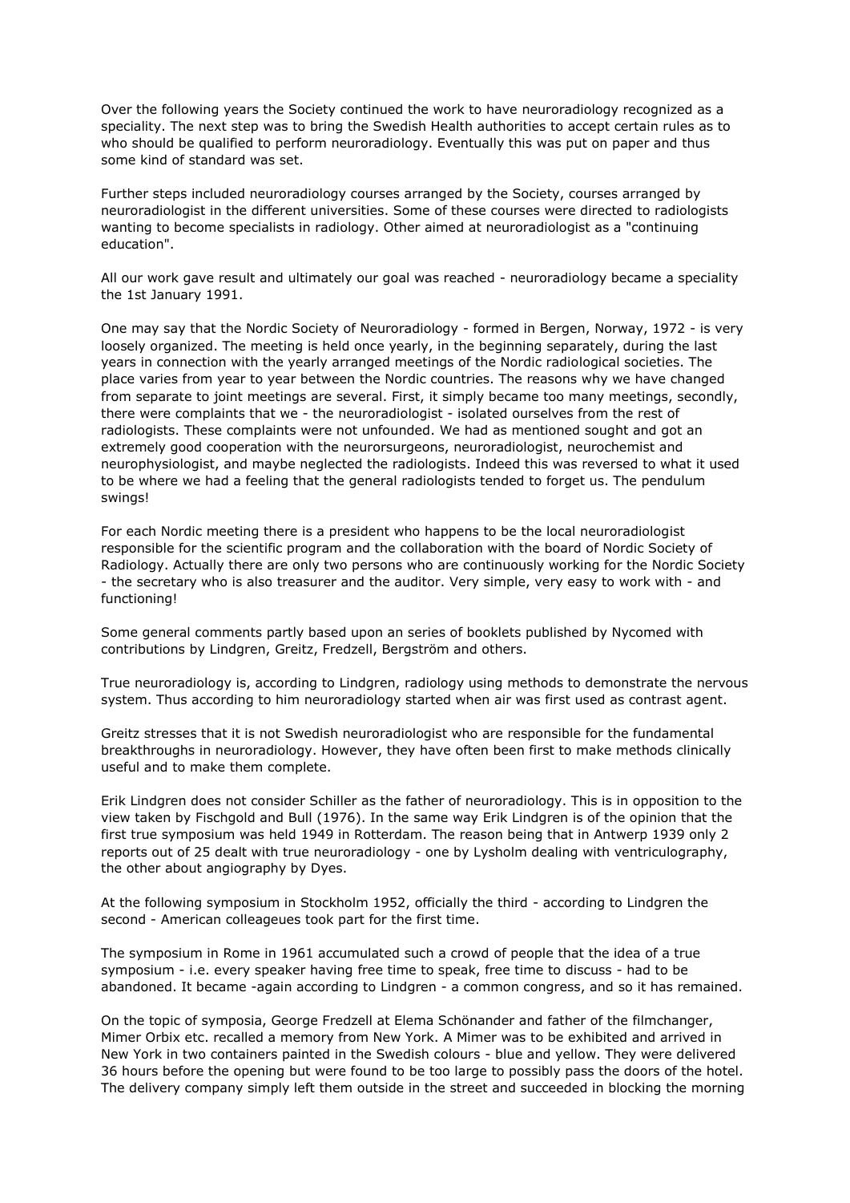Over the following years the Society continued the work to have neuroradiology recognized as a speciality. The next step was to bring the Swedish Health authorities to accept certain rules as to who should be qualified to perform neuroradiology. Eventually this was put on paper and thus some kind of standard was set.

Further steps included neuroradiology courses arranged by the Society, courses arranged by neuroradiologist in the different universities. Some of these courses were directed to radiologists wanting to become specialists in radiology. Other aimed at neuroradiologist as a "continuing education".

All our work gave result and ultimately our goal was reached - neuroradiology became a speciality the 1st January 1991.

One may say that the Nordic Society of Neuroradiology - formed in Bergen, Norway, 1972 - is very loosely organized. The meeting is held once yearly, in the beginning separately, during the last years in connection with the yearly arranged meetings of the Nordic radiological societies. The place varies from year to year between the Nordic countries. The reasons why we have changed from separate to joint meetings are several. First, it simply became too many meetings, secondly, there were complaints that we - the neuroradiologist - isolated ourselves from the rest of radiologists. These complaints were not unfounded. We had as mentioned sought and got an extremely good cooperation with the neurorsurgeons, neuroradiologist, neurochemist and neurophysiologist, and maybe neglected the radiologists. Indeed this was reversed to what it used to be where we had a feeling that the general radiologists tended to forget us. The pendulum swings!

For each Nordic meeting there is a president who happens to be the local neuroradiologist responsible for the scientific program and the collaboration with the board of Nordic Society of Radiology. Actually there are only two persons who are continuously working for the Nordic Society - the secretary who is also treasurer and the auditor. Very simple, very easy to work with - and functioning!

Some general comments partly based upon an series of booklets published by Nycomed with contributions by Lindgren, Greitz, Fredzell, Bergström and others.

True neuroradiology is, according to Lindgren, radiology using methods to demonstrate the nervous system. Thus according to him neuroradiology started when air was first used as contrast agent.

Greitz stresses that it is not Swedish neuroradiologist who are responsible for the fundamental breakthroughs in neuroradiology. However, they have often been first to make methods clinically useful and to make them complete.

Erik Lindgren does not consider Schiller as the father of neuroradiology. This is in opposition to the view taken by Fischgold and Bull (1976). In the same way Erik Lindgren is of the opinion that the first true symposium was held 1949 in Rotterdam. The reason being that in Antwerp 1939 only 2 reports out of 25 dealt with true neuroradiology - one by Lysholm dealing with ventriculography, the other about angiography by Dyes.

At the following symposium in Stockholm 1952, officially the third - according to Lindgren the second - American colleageues took part for the first time.

The symposium in Rome in 1961 accumulated such a crowd of people that the idea of a true symposium - i.e. every speaker having free time to speak, free time to discuss - had to be abandoned. It became -again according to Lindgren - a common congress, and so it has remained.

On the topic of symposia, George Fredzell at Elema Schönander and father of the filmchanger, Mimer Orbix etc. recalled a memory from New York. A Mimer was to be exhibited and arrived in New York in two containers painted in the Swedish colours - blue and yellow. They were delivered 36 hours before the opening but were found to be too large to possibly pass the doors of the hotel. The delivery company simply left them outside in the street and succeeded in blocking the morning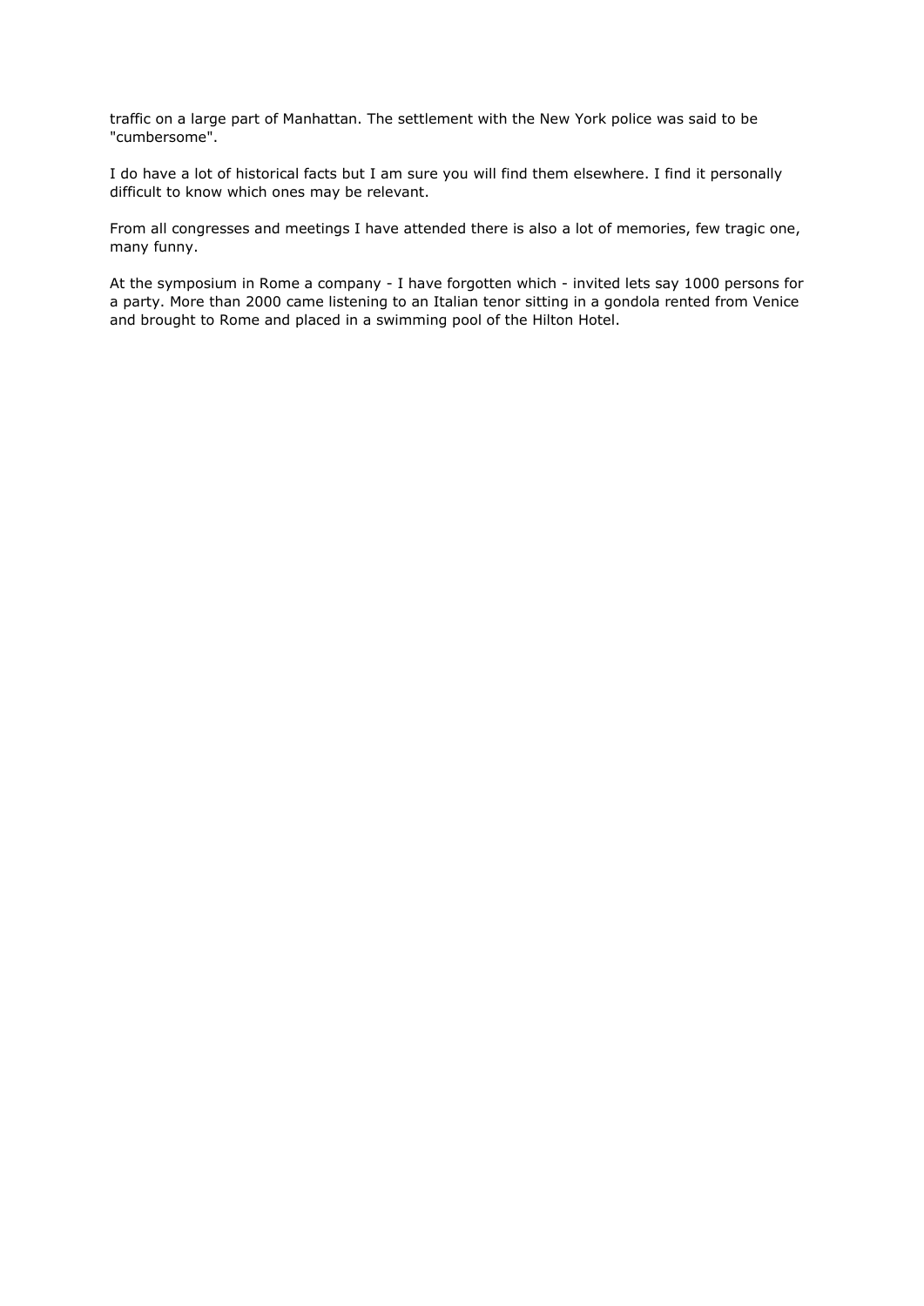traffic on a large part of Manhattan. The settlement with the New York police was said to be "cumbersome".

I do have a lot of historical facts but I am sure you will find them elsewhere. I find it personally difficult to know which ones may be relevant.

From all congresses and meetings I have attended there is also a lot of memories, few tragic one, many funny.

At the symposium in Rome a company - I have forgotten which - invited lets say 1000 persons for a party. More than 2000 came listening to an Italian tenor sitting in a gondola rented from Venice and brought to Rome and placed in a swimming pool of the Hilton Hotel.